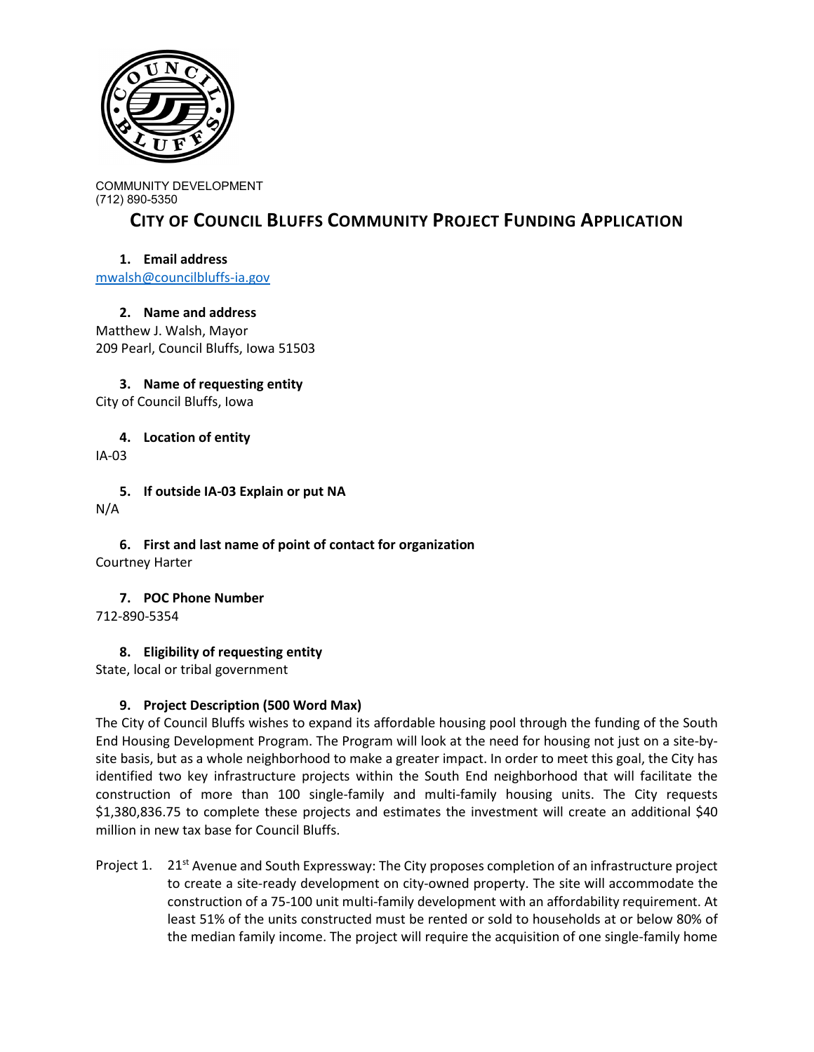COMMUNITY DEVELOPMENT
(712) 890-5350

# CITY OF COUNCIL BLUFFS COMMUNITY PROJECT FUNDING APPLICATION

1. **Email address**

mwalsh@councilbluffs-ia.gov

2. **Name and address**

Matthew J. Walsh, Mayor
209 Pearl, Council Bluffs, Iowa 51503

3. **Name of requesting entity**

City of Council Bluffs, Iowa

4. **Location of entity**

IA-03

5. **If outside IA-03 Explain or put NA**

N/A

6. **First and last name of point of contact for organization**

Courtney Harter

7. **POC Phone Number**

712-890-5354

8. **Eligibility of requesting entity**

State, local or tribal government

9. **Project Description (500 Word Max)**

The City of Council Bluffs wishes to expand its affordable housing pool through the funding of the South End Housing Development Program. The Program will look at the need for housing not just on a site-by-site basis, but as a whole neighborhood to make a greater impact. In order to meet this goal, the City has identified two key infrastructure projects within the South End neighborhood that will facilitate the construction of more than 100 single-family and multi-family housing units. The City requests $1,380,836.75 to complete these projects and estimates the investment will create an additional $40 million in new tax base for Council Bluffs.

Project 1. 21st Avenue and South Expressway: The City proposes completion of an infrastructure project to create a site-ready development on city-owned property. The site will accommodate the construction of a 75-100 unit multi-family development with an affordability requirement. At least 51% of the units constructed must be rented or sold to households at or below 80% of the median family income. The project will require the acquisition of one single-family home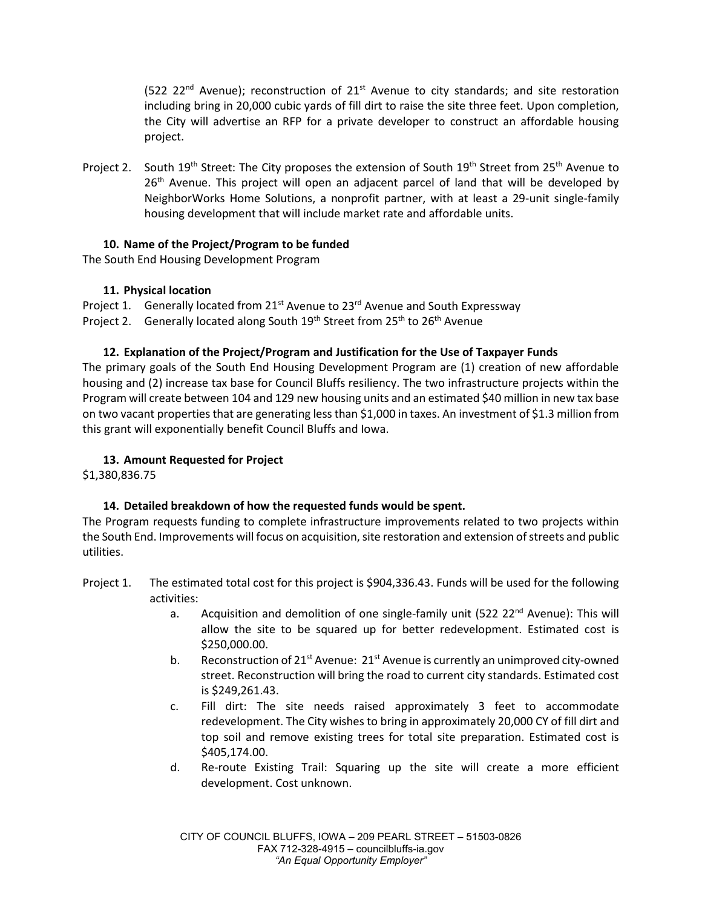(522 22nd Avenue); reconstruction of 21st Avenue to city standards; and site restoration including bring in 20,000 cubic yards of fill dirt to raise the site three feet. Upon completion, the City will advertise an RFP for a private developer to construct an affordable housing project.

Project 2. South 19th Street: The City proposes the extension of South 19th Street from 25th Avenue to 26th Avenue. This project will open an adjacent parcel of land that will be developed by NeighborWorks Home Solutions, a nonprofit partner, with at least a 29-unit single-family housing development that will include market rate and affordable units.

**10. Name of the Project/Program to be funded**

The South End Housing Development Program

**11. Physical location**

Project 1. Generally located from 21st Avenue to 23rd Avenue and South Expressway

Project 2. Generally located along South 19th Street from 25th to 26th Avenue

**12. Explanation of the Project/Program and Justification for the Use of Taxpayer Funds**

The primary goals of the South End Housing Development Program are (1) creation of new affordable housing and (2) increase tax base for Council Bluffs resiliency. The two infrastructure projects within the Program will create between 104 and 129 new housing units and an estimated $40 million in new tax base on two vacant properties that are generating less than $1,000 in taxes. An investment of $1.3 million from this grant will exponentially benefit Council Bluffs and Iowa.

**13. Amount Requested for Project**

$1,380,836.75

**14. Detailed breakdown of how the requested funds would be spent.**

The Program requests funding to complete infrastructure improvements related to two projects within the South End. Improvements will focus on acquisition, site restoration and extension of streets and public utilities.

Project 1. The estimated total cost for this project is $904,336.43. Funds will be used for the following activities:

a. Acquisition and demolition of one single-family unit (522 22nd Avenue): This will allow the site to be squared up for better redevelopment. Estimated cost is $250,000.00.

b. Reconstruction of 21st Avenue: 21st Avenue is currently an unimproved city-owned street. Reconstruction will bring the road to current city standards. Estimated cost is $249,261.43.

c. Fill dirt: The site needs raised approximately 3 feet to accommodate redevelopment. The City wishes to bring in approximately 20,000 CY of fill dirt and top soil and remove existing trees for total site preparation. Estimated cost is $405,174.00.

d. Re-route Existing Trail: Squaring up the site will create a more efficient development. Cost unknown.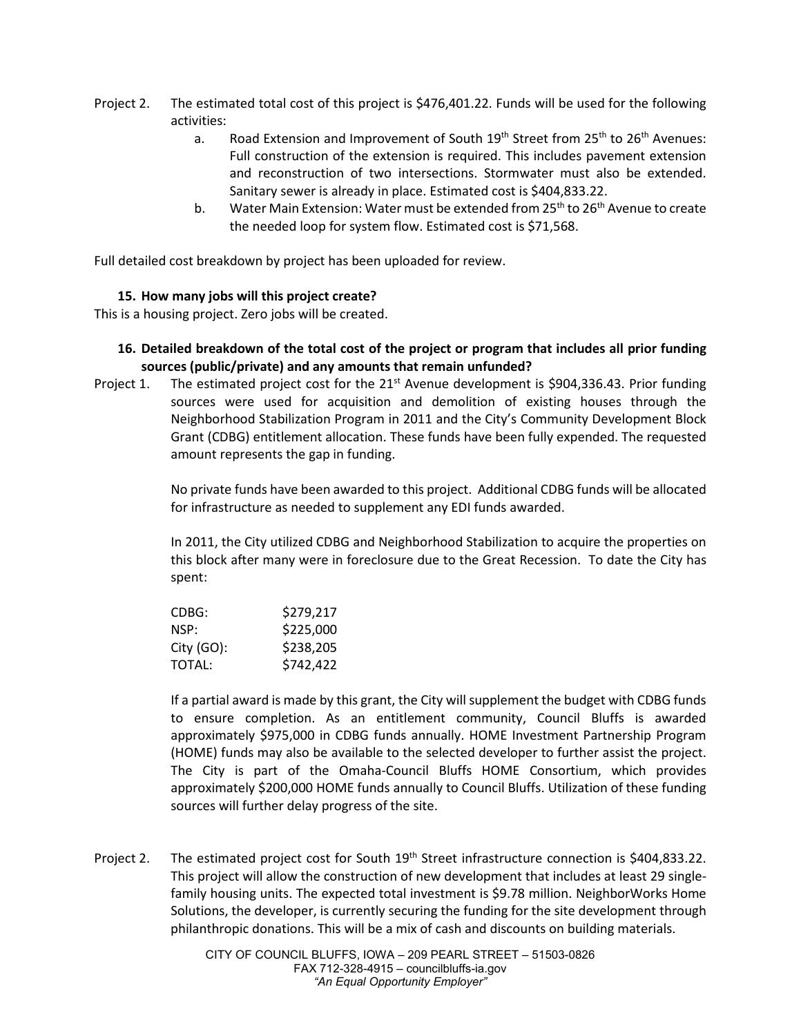Project 2. The estimated total cost of this project is $476,401.22. Funds will be used for the following activities:

a. Road Extension and Improvement of South 19th Street from 25th to 26th Avenues: Full construction of the extension is required. This includes pavement extension and reconstruction of two intersections. Stormwater must also be extended. Sanitary sewer is already in place. Estimated cost is $404,833.22.

b. Water Main Extension: Water must be extended from 25th to 26th Avenue to create the needed loop for system flow. Estimated cost is $71,568.

Full detailed cost breakdown by project has been uploaded for review.

**15. How many jobs will this project create?**

This is a housing project. Zero jobs will be created.

**16. Detailed breakdown of the total cost of the project or program that includes all prior funding sources (public/private) and any amounts that remain unfunded?**

Project 1. The estimated project cost for the 21st Avenue development is $904,336.43. Prior funding sources were used for acquisition and demolition of existing houses through the Neighborhood Stabilization Program in 2011 and the City's Community Development Block Grant (CDBG) entitlement allocation. These funds have been fully expended. The requested amount represents the gap in funding.

No private funds have been awarded to this project. Additional CDBG funds will be allocated for infrastructure as needed to supplement any EDI funds awarded.

In 2011, the City utilized CDBG and Neighborhood Stabilization to acquire the properties on this block after many were in foreclosure due to the Great Recession. To date the City has spent:

| | |
|---|---|
| CDBG: | $279,217 |
| NSP: | $225,000 |
| City (GO): | $238,205 |
| TOTAL: | $742,422 |

If a partial award is made by this grant, the City will supplement the budget with CDBG funds to ensure completion. As an entitlement community, Council Bluffs is awarded approximately $975,000 in CDBG funds annually. HOME Investment Partnership Program (HOME) funds may also be available to the selected developer to further assist the project. The City is part of the Omaha-Council Bluffs HOME Consortium, which provides approximately $200,000 HOME funds annually to Council Bluffs. Utilization of these funding sources will further delay progress of the site.

Project 2. The estimated project cost for South 19th Street infrastructure connection is $404,833.22. This project will allow the construction of new development that includes at least 29 single-family housing units. The expected total investment is $9.78 million. NeighborWorks Home Solutions, the developer, is currently securing the funding for the site development through philanthropic donations. This will be a mix of cash and discounts on building materials.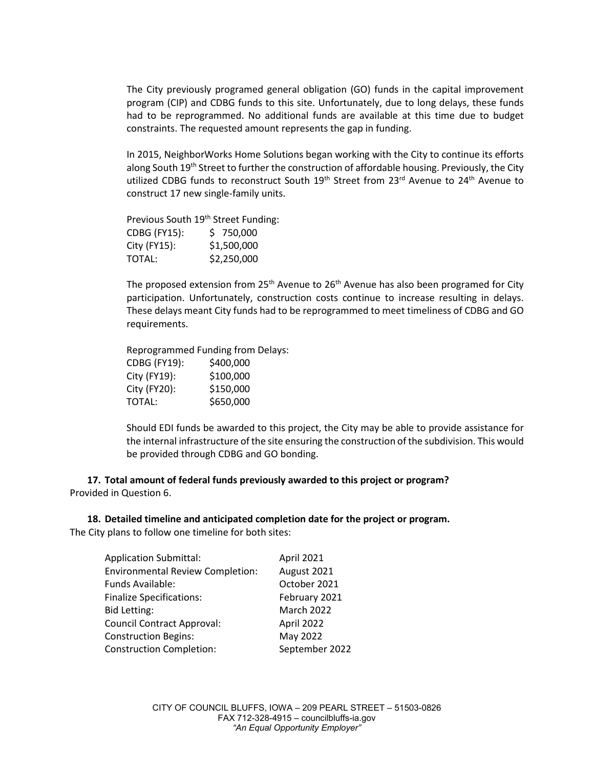The City previously programed general obligation (GO) funds in the capital improvement program (CIP) and CDBG funds to this site. Unfortunately, due to long delays, these funds had to be reprogrammed. No additional funds are available at this time due to budget constraints. The requested amount represents the gap in funding.

In 2015, NeighborWorks Home Solutions began working with the City to continue its efforts along South 19th Street to further the construction of affordable housing. Previously, the City utilized CDBG funds to reconstruct South 19th Street from 23rd Avenue to 24th Avenue to construct 17 new single-family units.

Previous South 19th Street Funding:

| | |
|---|---|
| CDBG (FY15): | $ 750,000 |
| City (FY15): | $1,500,000 |
| TOTAL: | $2,250,000 |

The proposed extension from 25th Avenue to 26th Avenue has also been programed for City participation. Unfortunately, construction costs continue to increase resulting in delays. These delays meant City funds had to be reprogrammed to meet timeliness of CDBG and GO requirements.

Reprogrammed Funding from Delays:

| | |
|---|---|
| CDBG (FY19): | $400,000 |
| City (FY19): | $100,000 |
| City (FY20): | $150,000 |
| TOTAL: | $650,000 |

Should EDI funds be awarded to this project, the City may be able to provide assistance for the internal infrastructure of the site ensuring the construction of the subdivision. This would be provided through CDBG and GO bonding.

**17. Total amount of federal funds previously awarded to this project or program?**

Provided in Question 6.

**18. Detailed timeline and anticipated completion date for the project or program.**

The City plans to follow one timeline for both sites:

| | |
|---|---|
| Application Submittal: | April 2021 |
| Environmental Review Completion: | August 2021 |
| Funds Available: | October 2021 |
| Finalize Specifications: | February 2021 |
| Bid Letting: | March 2022 |
| Council Contract Approval: | April 2022 |
| Construction Begins: | May 2022 |
| Construction Completion: | September 2022 |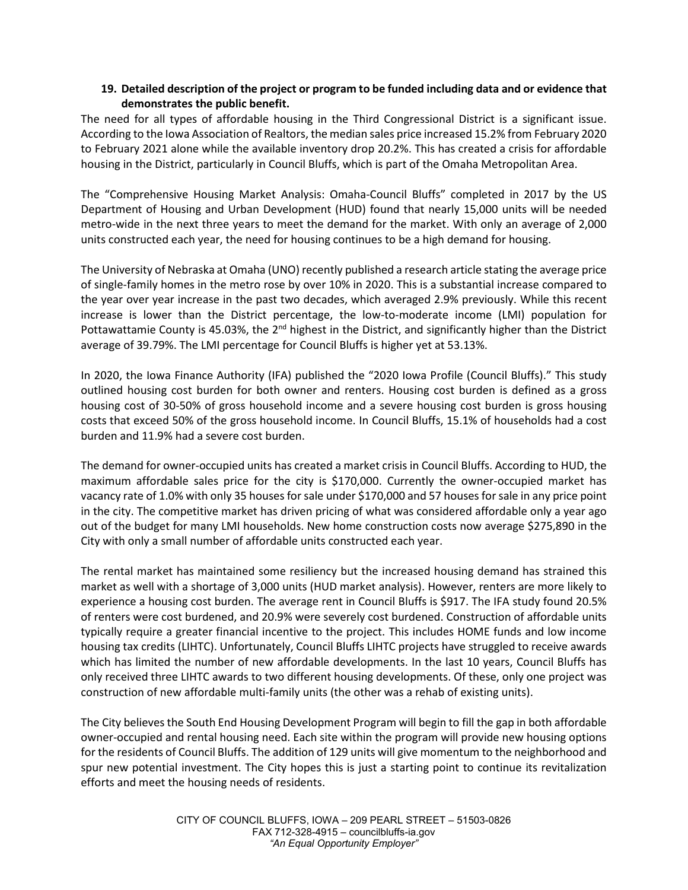**19. Detailed description of the project or program to be funded including data and or evidence that demonstrates the public benefit.**

The need for all types of affordable housing in the Third Congressional District is a significant issue. According to the Iowa Association of Realtors, the median sales price increased 15.2% from February 2020 to February 2021 alone while the available inventory drop 20.2%. This has created a crisis for affordable housing in the District, particularly in Council Bluffs, which is part of the Omaha Metropolitan Area.

The "Comprehensive Housing Market Analysis: Omaha-Council Bluffs" completed in 2017 by the US Department of Housing and Urban Development (HUD) found that nearly 15,000 units will be needed metro-wide in the next three years to meet the demand for the market. With only an average of 2,000 units constructed each year, the need for housing continues to be a high demand for housing.

The University of Nebraska at Omaha (UNO) recently published a research article stating the average price of single-family homes in the metro rose by over 10% in 2020. This is a substantial increase compared to the year over year increase in the past two decades, which averaged 2.9% previously. While this recent increase is lower than the District percentage, the low-to-moderate income (LMI) population for Pottawattamie County is 45.03%, the 2nd highest in the District, and significantly higher than the District average of 39.79%. The LMI percentage for Council Bluffs is higher yet at 53.13%.

In 2020, the Iowa Finance Authority (IFA) published the "2020 Iowa Profile (Council Bluffs)." This study outlined housing cost burden for both owner and renters. Housing cost burden is defined as a gross housing cost of 30-50% of gross household income and a severe housing cost burden is gross housing costs that exceed 50% of the gross household income. In Council Bluffs, 15.1% of households had a cost burden and 11.9% had a severe cost burden.

The demand for owner-occupied units has created a market crisis in Council Bluffs. According to HUD, the maximum affordable sales price for the city is $170,000. Currently the owner-occupied market has vacancy rate of 1.0% with only 35 houses for sale under $170,000 and 57 houses for sale in any price point in the city. The competitive market has driven pricing of what was considered affordable only a year ago out of the budget for many LMI households. New home construction costs now average $275,890 in the City with only a small number of affordable units constructed each year.

The rental market has maintained some resiliency but the increased housing demand has strained this market as well with a shortage of 3,000 units (HUD market analysis). However, renters are more likely to experience a housing cost burden. The average rent in Council Bluffs is $917. The IFA study found 20.5% of renters were cost burdened, and 20.9% were severely cost burdened. Construction of affordable units typically require a greater financial incentive to the project. This includes HOME funds and low income housing tax credits (LIHTC). Unfortunately, Council Bluffs LIHTC projects have struggled to receive awards which has limited the number of new affordable developments. In the last 10 years, Council Bluffs has only received three LIHTC awards to two different housing developments. Of these, only one project was construction of new affordable multi-family units (the other was a rehab of existing units).

The City believes the South End Housing Development Program will begin to fill the gap in both affordable owner-occupied and rental housing need. Each site within the program will provide new housing options for the residents of Council Bluffs. The addition of 129 units will give momentum to the neighborhood and spur new potential investment. The City hopes this is just a starting point to continue its revitalization efforts and meet the housing needs of residents.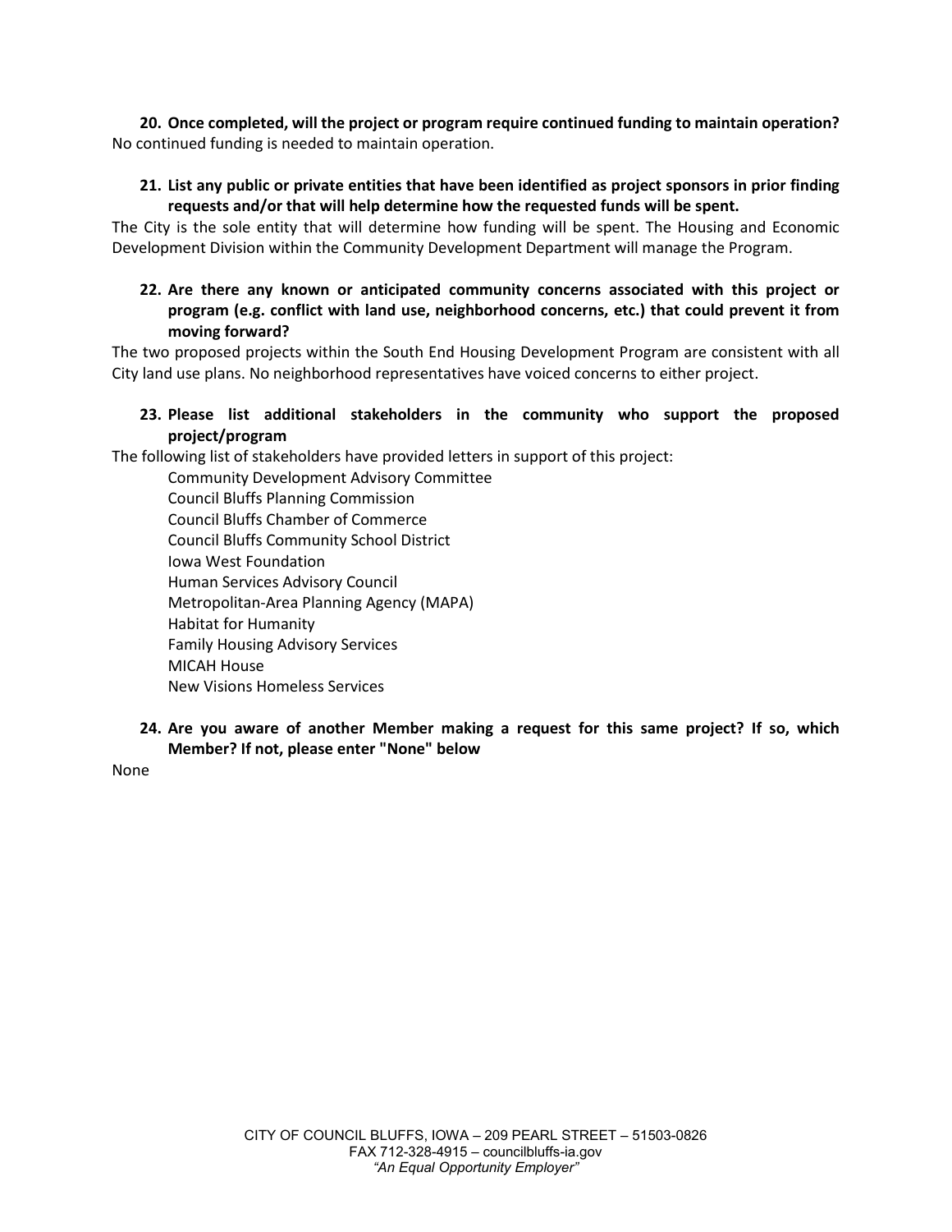**20. Once completed, will the project or program require continued funding to maintain operation?**

No continued funding is needed to maintain operation.

**21. List any public or private entities that have been identified as project sponsors in prior finding requests and/or that will help determine how the requested funds will be spent.**

The City is the sole entity that will determine how funding will be spent. The Housing and Economic Development Division within the Community Development Department will manage the Program.

**22. Are there any known or anticipated community concerns associated with this project or program (e.g. conflict with land use, neighborhood concerns, etc.) that could prevent it from moving forward?**

The two proposed projects within the South End Housing Development Program are consistent with all City land use plans. No neighborhood representatives have voiced concerns to either project.

**23. Please list additional stakeholders in the community who support the proposed project/program**

The following list of stakeholders have provided letters in support of this project:

- Community Development Advisory Committee
- Council Bluffs Planning Commission
- Council Bluffs Chamber of Commerce
- Council Bluffs Community School District
- Iowa West Foundation
- Human Services Advisory Council
- Metropolitan-Area Planning Agency (MAPA)
- Habitat for Humanity
- Family Housing Advisory Services
- MICAH House
- New Visions Homeless Services

**24. Are you aware of another Member making a request for this same project? If so, which Member? If not, please enter "None" below**

None